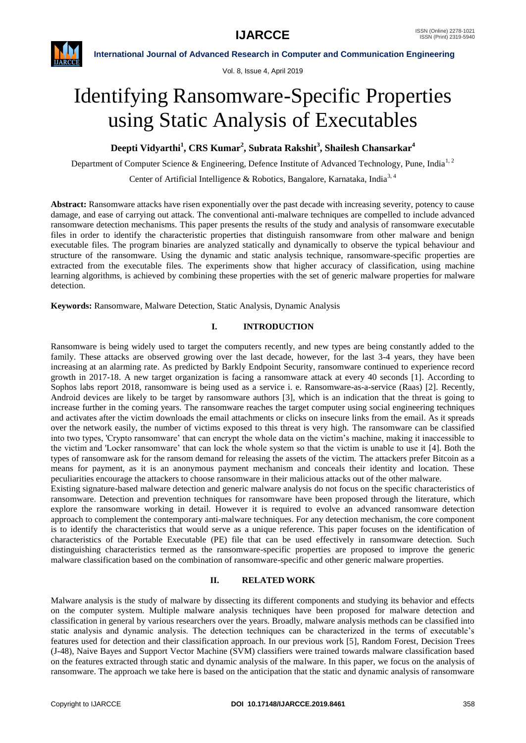# Identifying Ransomware-Specific Properties using Static Analysis of Executables

**Deepti Vidyarthi[1], CRS Kumar[2], Subrata Rakshit[3], Shailesh Chansarkar[4]**

Department of Computer Science & Engineering, Defence Institute of Advanced Technology, Pune, India[1, 2]

Center of Artificial Intelligence & Robotics, Bangalore, Karnataka, India[3, 4]

**Abstract:** Ransomware attacks have risen exponentially over the past decade with increasing severity, potency to cause damage, and ease of carrying out attack. The conventional anti-malware techniques are compelled to include advanced ransomware detection mechanisms. This paper presents the results of the study and analysis of ransomware executable files in order to identify the characteristic properties that distinguish ransomware from other malware and benign executable files. The program binaries are analyzed statically and dynamically to observe the typical behaviour and structure of the ransomware. Using the dynamic and static analysis technique, ransomware-specific properties are extracted from the executable files. The experiments show that higher accuracy of classification, using machine learning algorithms, is achieved by combining these properties with the set of generic malware properties for malware detection.

**Keywords:** Ransomware, Malware Detection, Static Analysis, Dynamic Analysis

## I. INTRODUCTION

Ransomware is being widely used to target the computers recently, and new types are being constantly added to the family. These attacks are observed growing over the last decade, however, for the last 3-4 years, they have been increasing at an alarming rate. As predicted by Barkly Endpoint Security, ransomware continued to experience record growth in 2017-18. A new target organization is facing a ransomware attack at every 40 seconds [1]. According to Sophos labs report 2018, ransomware is being used as a service i. e. Ransomware-as-a-service (Raas) [2]. Recently, Android devices are likely to be target by ransomware authors [3], which is an indication that the threat is going to increase further in the coming years. The ransomware reaches the target computer using social engineering techniques and activates after the victim downloads the email attachments or clicks on insecure links from the email. As it spreads over the network easily, the number of victims exposed to this threat is very high. The ransomware can be classified into two types, 'Crypto ransomware' that can encrypt the whole data on the victim's machine, making it inaccessible to the victim and 'Locker ransomware' that can lock the whole system so that the victim is unable to use it [4]. Both the types of ransomware ask for the ransom demand for releasing the assets of the victim. The attackers prefer Bitcoin as a means for payment, as it is an anonymous payment mechanism and conceals their identity and location. These peculiarities encourage the attackers to choose ransomware in their malicious attacks out of the other malware.

Existing signature-based malware detection and generic malware analysis do not focus on the specific characteristics of ransomware. Detection and prevention techniques for ransomware have been proposed through the literature, which explore the ransomware working in detail. However it is required to evolve an advanced ransomware detection approach to complement the contemporary anti-malware techniques. For any detection mechanism, the core component is to identify the characteristics that would serve as a unique reference. This paper focuses on the identification of characteristics of the Portable Executable (PE) file that can be used effectively in ransomware detection. Such distinguishing characteristics termed as the ransomware-specific properties are proposed to improve the generic malware classification based on the combination of ransomware-specific and other generic malware properties.

## II. RELATED WORK

Malware analysis is the study of malware by dissecting its different components and studying its behavior and effects on the computer system. Multiple malware analysis techniques have been proposed for malware detection and classification in general by various researchers over the years. Broadly, malware analysis methods can be classified into static analysis and dynamic analysis. The detection techniques can be characterized in the terms of executable's features used for detection and their classification approach. In our previous work [5], Random Forest, Decision Trees (J-48), Naive Bayes and Support Vector Machine (SVM) classifiers were trained towards malware classification based on the features extracted through static and dynamic analysis of the malware. In this paper, we focus on the analysis of ransomware. The approach we take here is based on the anticipation that the static and dynamic analysis of ransomware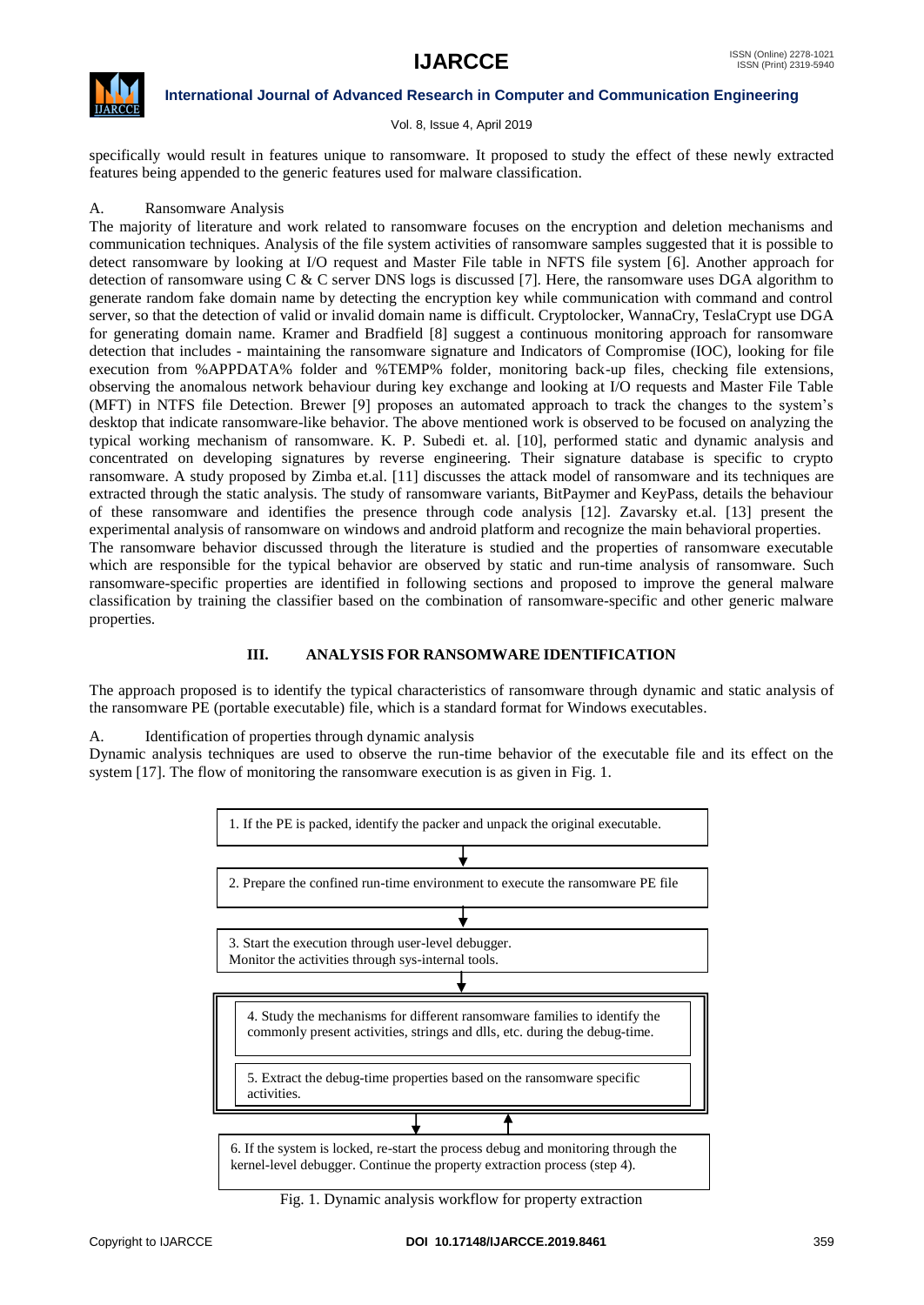specifically would result in features unique to ransomware. It proposed to study the effect of these newly extracted features being appended to the generic features used for malware classification.

### A. Ransomware Analysis

The majority of literature and work related to ransomware focuses on the encryption and deletion mechanisms and communication techniques. Analysis of the file system activities of ransomware samples suggested that it is possible to detect ransomware by looking at I/O request and Master File table in NFTS file system [6]. Another approach for detection of ransomware using C & C server DNS logs is discussed [7]. Here, the ransomware uses DGA algorithm to generate random fake domain name by detecting the encryption key while communication with command and control server, so that the detection of valid or invalid domain name is difficult. Cryptolocker, WannaCry, TeslaCrypt use DGA for generating domain name. Kramer and Bradfield [8] suggest a continuous monitoring approach for ransomware detection that includes - maintaining the ransomware signature and Indicators of Compromise (IOC), looking for file execution from %APPDATA% folder and %TEMP% folder, monitoring back-up files, checking file extensions, observing the anomalous network behaviour during key exchange and looking at I/O requests and Master File Table (MFT) in NTFS file Detection. Brewer [9] proposes an automated approach to track the changes to the system's desktop that indicate ransomware-like behavior. The above mentioned work is observed to be focused on analyzing the typical working mechanism of ransomware. K. P. Subedi et. al. [10], performed static and dynamic analysis and concentrated on developing signatures by reverse engineering. Their signature database is specific to crypto ransomware. A study proposed by Zimba et.al. [11] discusses the attack model of ransomware and its techniques are extracted through the static analysis. The study of ransomware variants, BitPaymer and KeyPass, details the behaviour of these ransomware and identifies the presence through code analysis [12]. Zavarsky et.al. [13] present the experimental analysis of ransomware on windows and android platform and recognize the main behavioral properties.

The ransomware behavior discussed through the literature is studied and the properties of ransomware executable which are responsible for the typical behavior are observed by static and run-time analysis of ransomware. Such ransomware-specific properties are identified in following sections and proposed to improve the general malware classification by training the classifier based on the combination of ransomware-specific and other generic malware properties.

## III. ANALYSIS FOR RANSOMWARE IDENTIFICATION

The approach proposed is to identify the typical characteristics of ransomware through dynamic and static analysis of the ransomware PE (portable executable) file, which is a standard format for Windows executables.

### A. Identification of properties through dynamic analysis

Dynamic analysis techniques are used to observe the run-time behavior of the executable file and its effect on the system [17]. The flow of monitoring the ransomware execution is as given in Fig. 1.

1. If the PE is packed, identify the packer and unpack the original executable.

↓

2. Prepare the confined run-time environment to execute the ransomware PE file

↓

3. Start the execution through user-level debugger.
Monitor the activities through sys-internal tools.

↓

4. Study the mechanisms for different ransomware families to identify the commonly present activities, strings and dlls, etc. during the debug-time.

5. Extract the debug-time properties based on the ransomware specific activities.

↓ ↑

6. If the system is locked, re-start the process debug and monitoring through the kernel-level debugger. Continue the property extraction process (step 4).

Fig. 1. Dynamic analysis workflow for property extraction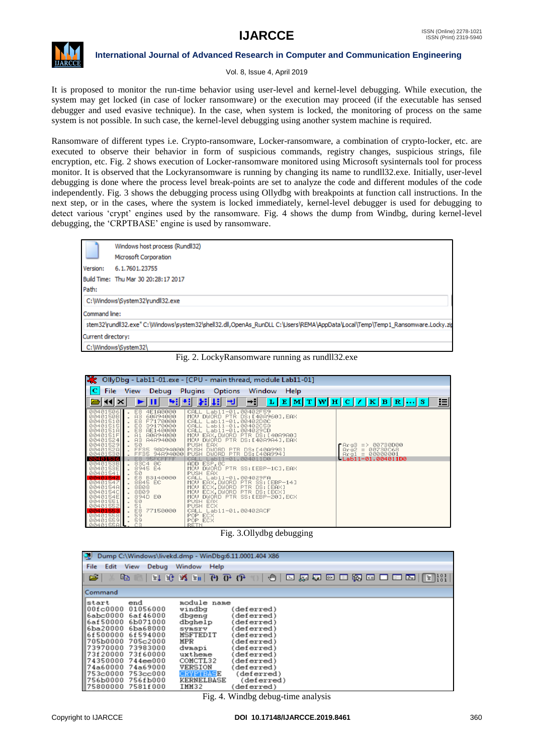It is proposed to monitor the run-time behavior using user-level and kernel-level debugging. While execution, the system may get locked (in case of locker ransomware) or the execution may proceed (if the executable has sensed debugger and used evasive technique). In the case, when system is locked, the monitoring of process on the same system is not possible. In such case, the kernel-level debugging using another system machine is required.

Ransomware of different types i.e. Crypto-ransomware, Locker-ransomware, a combination of crypto-locker, etc. are executed to observe their behavior in form of suspicious commands, registry changes, suspicious strings, file encryption, etc. Fig. 2 shows execution of Locker-ransomware monitored using Microsoft sysinternals tool for process monitor. It is observed that the Lockyransomware is running by changing its name to rundll32.exe. Initially, user-level debugging is done where the process level break-points are set to analyze the code and different modules of the code independently. Fig. 3 shows the debugging process using Ollydbg with breakpoints at function call instructions. In the next step, or in the cases, where the system is locked immediately, kernel-level debugger is used for debugging to detect various 'crypt' engines used by the ransomware. Fig. 4 shows the dump from Windbg, during kernel-level debugging, the 'CRPTBASE' engine is used by ransomware.

Fig. 2. LockyRansomware running as rundll32.exe

Fig. 3.Ollydbg debugging

Fig. 4. Windbg debug-time analysis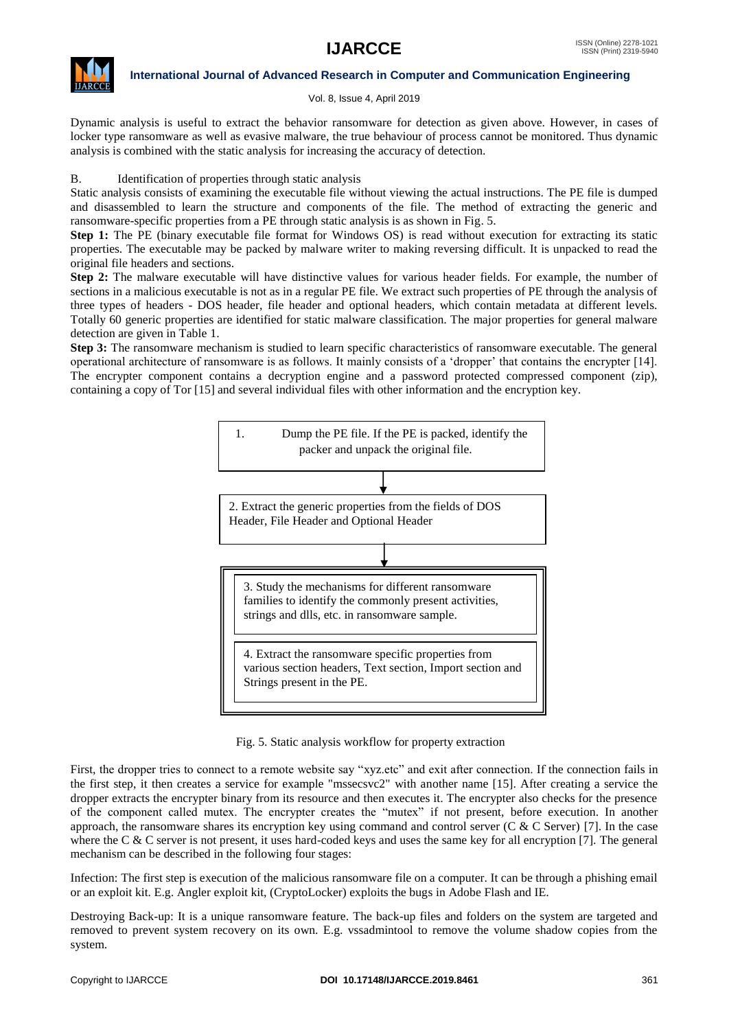Dynamic analysis is useful to extract the behavior ransomware for detection as given above. However, in cases of locker type ransomware as well as evasive malware, the true behaviour of process cannot be monitored. Thus dynamic analysis is combined with the static analysis for increasing the accuracy of detection.

### B. Identification of properties through static analysis

Static analysis consists of examining the executable file without viewing the actual instructions. The PE file is dumped and disassembled to learn the structure and components of the file. The method of extracting the generic and ransomware-specific properties from a PE through static analysis is as shown in Fig. 5.

**Step 1:** The PE (binary executable file format for Windows OS) is read without execution for extracting its static properties. The executable may be packed by malware writer to making reversing difficult. It is unpacked to read the original file headers and sections.

**Step 2:** The malware executable will have distinctive values for various header fields. For example, the number of sections in a malicious executable is not as in a regular PE file. We extract such properties of PE through the analysis of three types of headers - DOS header, file header and optional headers, which contain metadata at different levels. Totally 60 generic properties are identified for static malware classification. The major properties for general malware detection are given in Table 1.

**Step 3:** The ransomware mechanism is studied to learn specific characteristics of ransomware executable. The general operational architecture of ransomware is as follows. It mainly consists of a 'dropper' that contains the encrypter [14]. The encrypter component contains a decryption engine and a password protected compressed component (zip), containing a copy of Tor [15] and several individual files with other information and the encryption key.

1. Dump the PE file. If the PE is packed, identify the packer and unpack the original file.

2. Extract the generic properties from the fields of DOS Header, File Header and Optional Header

3. Study the mechanisms for different ransomware families to identify the commonly present activities, strings and dlls, etc. in ransomware sample.

4. Extract the ransomware specific properties from various section headers, Text section, Import section and Strings present in the PE.

Fig. 5. Static analysis workflow for property extraction

First, the dropper tries to connect to a remote website say "xyz.etc" and exit after connection. If the connection fails in the first step, it then creates a service for example "mssecsvc2" with another name [15]. After creating a service the dropper extracts the encrypter binary from its resource and then executes it. The encrypter also checks for the presence of the component called mutex. The encrypter creates the "mutex" if not present, before execution. In another approach, the ransomware shares its encryption key using command and control server (C & C Server) [7]. In the case where the C & C server is not present, it uses hard-coded keys and uses the same key for all encryption [7]. The general mechanism can be described in the following four stages:

Infection: The first step is execution of the malicious ransomware file on a computer. It can be through a phishing email or an exploit kit. E.g. Angler exploit kit, (CryptoLocker) exploits the bugs in Adobe Flash and IE.

Destroying Back-up: It is a unique ransomware feature. The back-up files and folders on the system are targeted and removed to prevent system recovery on its own. E.g. vssadmintool to remove the volume shadow copies from the system.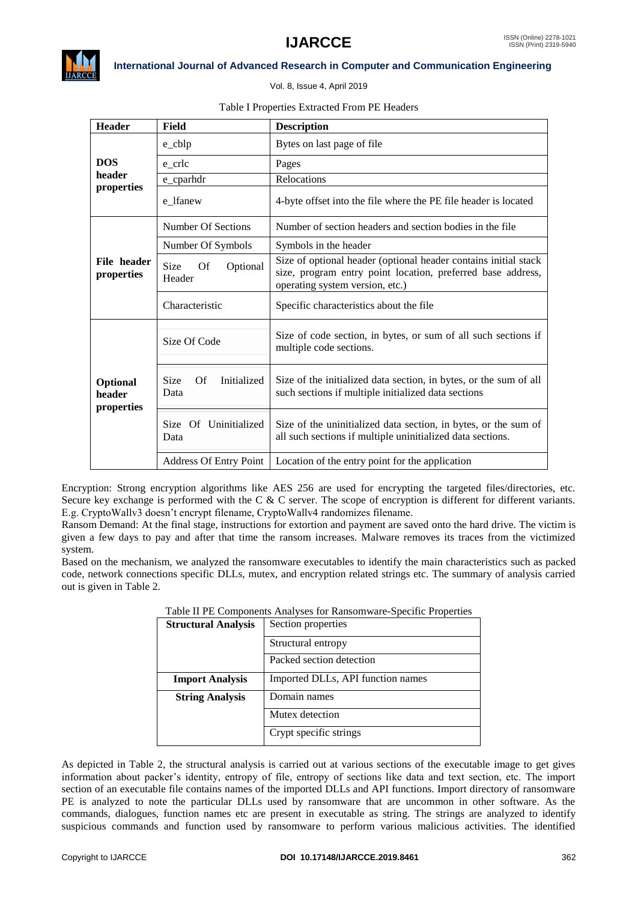Table I Properties Extracted From PE Headers

| Header | Field | Description |
|---|---|---|
| **DOS header properties** | e_cblp | Bytes on last page of file |
| | e_crlc | Pages |
| | e_cparhdr | Relocations |
| | e_lfanew | 4-byte offset into the file where the PE file header is located |
| **File header properties** | Number Of Sections | Number of section headers and section bodies in the file |
| | Number Of Symbols | Symbols in the header |
| | Size Of Optional Header | Size of optional header (optional header contains initial stack size, program entry point location, preferred base address, operating system version, etc.) |
| | Characteristic | Specific characteristics about the file |
| **Optional header properties** | Size Of Code | Size of code section, in bytes, or sum of all such sections if multiple code sections. |
| | Size Of Initialized Data | Size of the initialized data section, in bytes, or the sum of all such sections if multiple initialized data sections |
| | Size Of Uninitialized Data | Size of the uninitialized data section, in bytes, or the sum of all such sections if multiple uninitialized data sections. |
| | Address Of Entry Point | Location of the entry point for the application |

Encryption: Strong encryption algorithms like AES 256 are used for encrypting the targeted files/directories, etc. Secure key exchange is performed with the C & C server. The scope of encryption is different for different variants. E.g. CryptoWallv3 doesn't encrypt filename, CryptoWallv4 randomizes filename.

Ransom Demand: At the final stage, instructions for extortion and payment are saved onto the hard drive. The victim is given a few days to pay and after that time the ransom increases. Malware removes its traces from the victimized system.

Based on the mechanism, we analyzed the ransomware executables to identify the main characteristics such as packed code, network connections specific DLLs, mutex, and encryption related strings etc. The summary of analysis carried out is given in Table 2.

Table II PE Components Analyses for Ransomware-Specific Properties

| | |
|---|---|
| **Structural Analysis** | Section properties |
| | Structural entropy |
| | Packed section detection |
| **Import Analysis** | Imported DLLs, API function names |
| **String Analysis** | Domain names |
| | Mutex detection |
| | Crypt specific strings |

As depicted in Table 2, the structural analysis is carried out at various sections of the executable image to get gives information about packer's identity, entropy of file, entropy of sections like data and text section, etc. The import section of an executable file contains names of the imported DLLs and API functions. Import directory of ransomware PE is analyzed to note the particular DLLs used by ransomware that are uncommon in other software. As the commands, dialogues, function names etc are present in executable as string. The strings are analyzed to identify suspicious commands and function used by ransomware to perform various malicious activities. The identified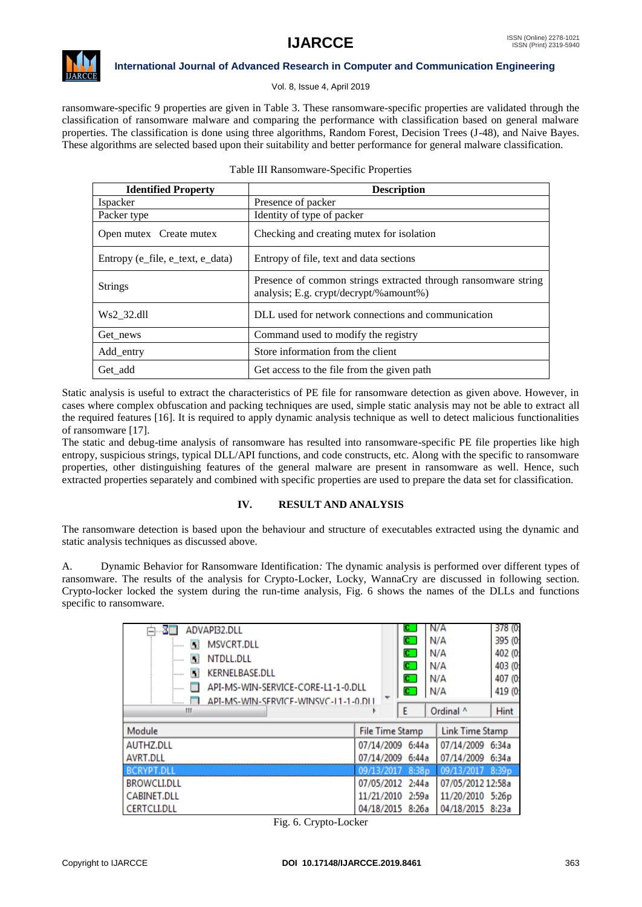ransomware-specific 9 properties are given in Table 3. These ransomware-specific properties are validated through the classification of ransomware malware and comparing the performance with classification based on general malware properties. The classification is done using three algorithms, Random Forest, Decision Trees (J-48), and Naive Bayes. These algorithms are selected based upon their suitability and better performance for general malware classification.

Table III Ransomware-Specific Properties

| Identified Property | Description |
|---|---|
| Ispacker | Presence of packer |
| Packer type | Identity of type of packer |
| Open mutex Create mutex | Checking and creating mutex for isolation |
| Entropy (e_file, e_text, e_data) | Entropy of file, text and data sections |
| Strings | Presence of common strings extracted through ransomware string analysis; E.g. crypt/decrypt/%amount%) |
| Ws2_32.dll | DLL used for network connections and communication |
| Get_news | Command used to modify the registry |
| Add_entry | Store information from the client |
| Get_add | Get access to the file from the given path |

Static analysis is useful to extract the characteristics of PE file for ransomware detection as given above. However, in cases where complex obfuscation and packing techniques are used, simple static analysis may not be able to extract all the required features [16]. It is required to apply dynamic analysis technique as well to detect malicious functionalities of ransomware [17].

The static and debug-time analysis of ransomware has resulted into ransomware-specific PE file properties like high entropy, suspicious strings, typical DLL/API functions, and code constructs, etc. Along with the specific to ransomware properties, other distinguishing features of the general malware are present in ransomware as well. Hence, such extracted properties separately and combined with specific properties are used to prepare the data set for classification.

## IV. RESULT AND ANALYSIS

The ransomware detection is based upon the behaviour and structure of executables extracted using the dynamic and static analysis techniques as discussed above.

A. Dynamic Behavior for Ransomware Identification*:* The dynamic analysis is performed over different types of ransomware. The results of the analysis for Crypto-Locker, Locky, WannaCry are discussed in following section. Crypto-locker locked the system during the run-time analysis, Fig. 6 shows the names of the DLLs and functions specific to ransomware.

Fig. 6. Crypto-Locker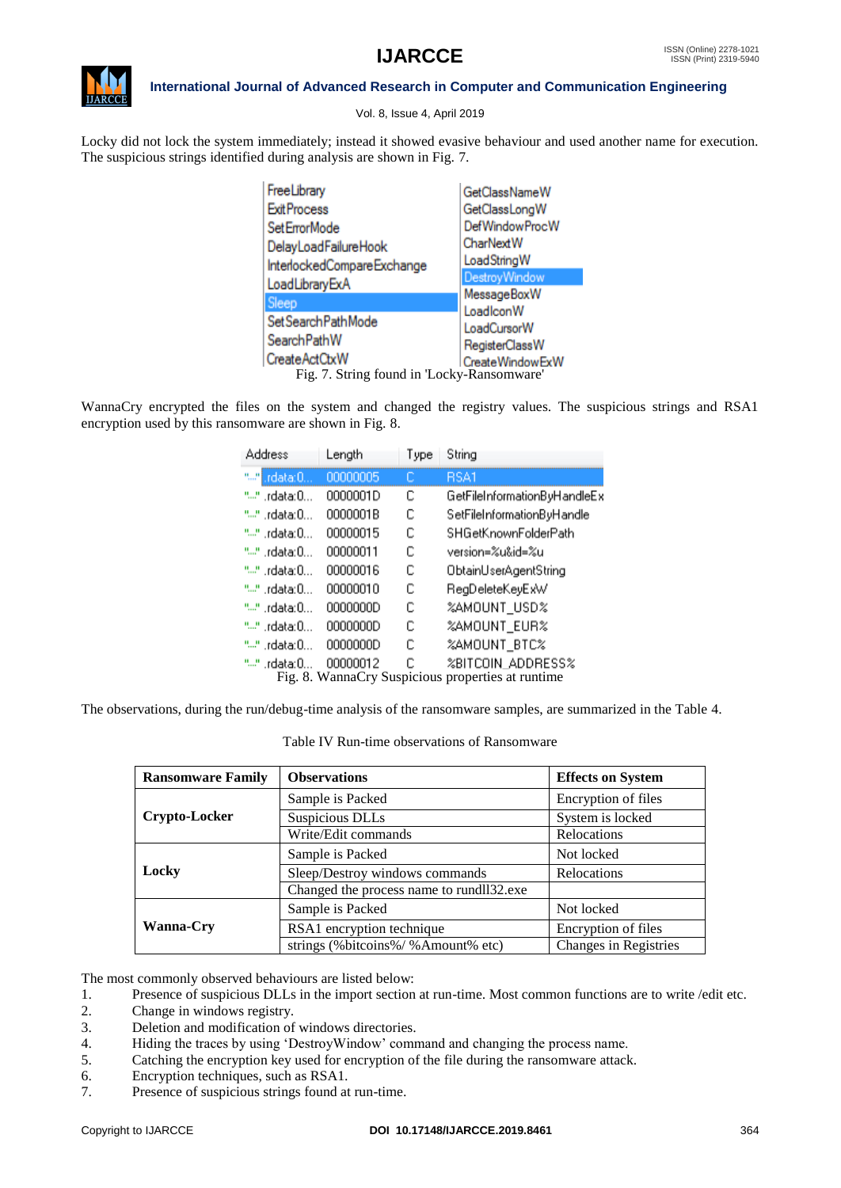Locky did not lock the system immediately; instead it showed evasive behaviour and used another name for execution. The suspicious strings identified during analysis are shown in Fig. 7.

| | |
|---|---|
| FreeLibrary | GetClassNameW |
| ExitProcess | GetClassLongW |
| SetErrorMode | DefWindowProcW |
| DelayLoadFailureHook | CharNextW |
| InterlockedCompareExchange | LoadStringW |
| LoadLibraryExA | DestroyWindow |
| Sleep | MessageBoxW |
| SetSearchPathMode | LoadIconW |
| SearchPathW | LoadCursorW |
| CreateActCtxW | RegisterClassW |
| | CreateWindowExW |

Fig. 7. String found in 'Locky-Ransomware'

WannaCry encrypted the files on the system and changed the registry values. The suspicious strings and RSA1 encryption used by this ransomware are shown in Fig. 8.

| Address | Length | Type | String |
|---|---|---|---|
| .rdata:0... | 00000005 | C | RSA1 |
| .rdata:0... | 0000001D | C | GetFileInformationByHandleEx |
| .rdata:0... | 0000001B | C | SetFileInformationByHandle |
| .rdata:0... | 00000015 | C | SHGetKnownFolderPath |
| .rdata:0... | 00000011 | C | version=%u&id=%u |
| .rdata:0... | 00000016 | C | ObtainUserAgentString |
| .rdata:0... | 00000010 | C | RegDeleteKeyExW |
| .rdata:0... | 0000000D | C | %AMOUNT_USD% |
| .rdata:0... | 0000000D | C | %AMOUNT_EUR% |
| .rdata:0... | 0000000D | C | %AMOUNT_BTC% |
| .rdata:0... | 00000012 | C | %BITCOIN_ADDRESS% |

Fig. 8. WannaCry Suspicious properties at runtime

The observations, during the run/debug-time analysis of the ransomware samples, are summarized in the Table 4.

Table IV Run-time observations of Ransomware

| Ransomware Family | Observations | Effects on System |
|---|---|---|
| Crypto-Locker | Sample is Packed | Encryption of files |
| | Suspicious DLLs | System is locked |
| | Write/Edit commands | Relocations |
| Locky | Sample is Packed | Not locked |
| | Sleep/Destroy windows commands | Relocations |
| | Changed the process name to rundll32.exe | |
| Wanna-Cry | Sample is Packed | Not locked |
| | RSA1 encryption technique | Encryption of files |
| | strings (%bitcoins%/ %Amount% etc) | Changes in Registries |

The most commonly observed behaviours are listed below:

1. Presence of suspicious DLLs in the import section at run-time. Most common functions are to write /edit etc.
2. Change in windows registry.
3. Deletion and modification of windows directories.
4. Hiding the traces by using 'DestroyWindow' command and changing the process name.
5. Catching the encryption key used for encryption of the file during the ransomware attack.
6. Encryption techniques, such as RSA1.
7. Presence of suspicious strings found at run-time.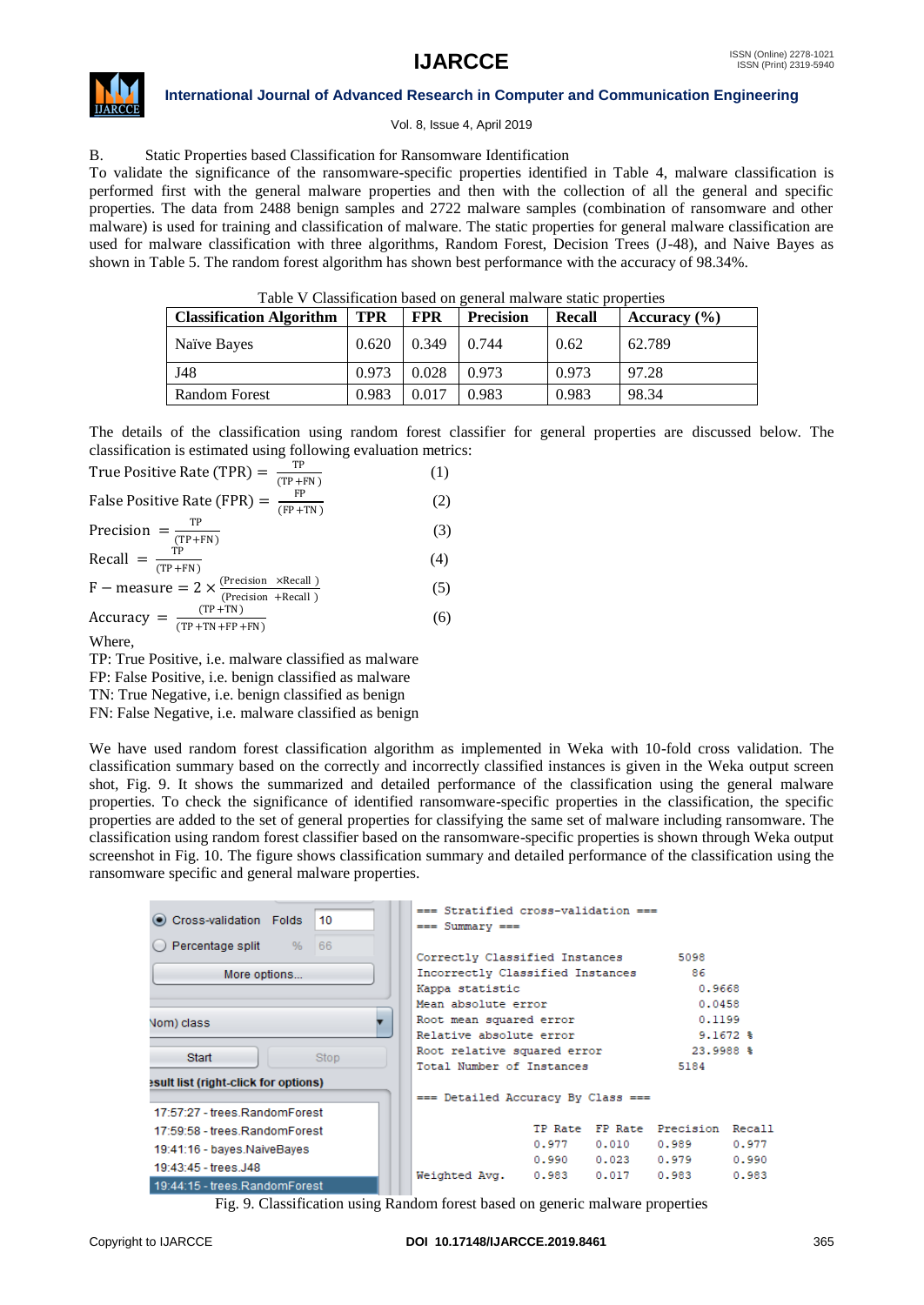B. Static Properties based Classification for Ransomware Identification

To validate the significance of the ransomware-specific properties identified in Table 4, malware classification is performed first with the general malware properties and then with the collection of all the general and specific properties. The data from 2488 benign samples and 2722 malware samples (combination of ransomware and other malware) is used for training and classification of malware. The static properties for general malware classification are used for malware classification with three algorithms, Random Forest, Decision Trees (J-48), and Naive Bayes as shown in Table 5. The random forest algorithm has shown best performance with the accuracy of 98.34%.

Table V Classification based on general malware static properties

| Classification Algorithm | TPR | FPR | Precision | Recall | Accuracy (%) |
|---|---|---|---|---|---|
| Naïve Bayes | 0.620 | 0.349 | 0.744 | 0.62 | 62.789 |
| J48 | 0.973 | 0.028 | 0.973 | 0.973 | 97.28 |
| Random Forest | 0.983 | 0.017 | 0.983 | 0.983 | 98.34 |

The details of the classification using random forest classifier for general properties are discussed below. The classification is estimated using following evaluation metrics:

$$\text{True Positive Rate (TPR)} = \frac{\text{TP}}{(\text{TP}+\text{FN})} \quad (1)$$

$$\text{False Positive Rate (FPR)} = \frac{\text{FP}}{(\text{FP}+\text{TN})} \quad (2)$$

$$\text{Precision} = \frac{\text{TP}}{(\text{TP}+\text{FN})} \quad (3)$$

$$\text{Recall} = \frac{\text{TP}}{(\text{TP}+\text{FN})} \quad (4)$$

$$\text{F}-\text{measure} = 2 \times \frac{(\text{Precision} \times \text{Recall})}{(\text{Precision} + \text{Recall})} \quad (5)$$

$$\text{Accuracy} = \frac{(\text{TP}+\text{TN})}{(\text{TP}+\text{TN}+\text{FP}+\text{FN})} \quad (6)$$

Where,
TP: True Positive, i.e. malware classified as malware
FP: False Positive, i.e. benign classified as malware
TN: True Negative, i.e. benign classified as benign
FN: False Negative, i.e. malware classified as benign

We have used random forest classification algorithm as implemented in Weka with 10-fold cross validation. The classification summary based on the correctly and incorrectly classified instances is given in the Weka output screen shot, Fig. 9. It shows the summarized and detailed performance of the classification using the general malware properties. To check the significance of identified ransomware-specific properties in the classification, the specific properties are added to the set of general properties for classifying the same set of malware including ransomware. The classification using random forest classifier based on the ransomware-specific properties is shown through Weka output screenshot in Fig. 10. The figure shows classification summary and detailed performance of the classification using the ransomware specific and general malware properties.

```
=== Stratified cross-validation ===
=== Summary ===

Correctly Classified Instances          5098
Incorrectly Classified Instances          86
Kappa statistic                            0.9668
Mean absolute error                        0.0458
Root mean squared error                    0.1199
Relative absolute error                    9.1672 %
Root relative squared error               23.9988 %
Total Number of Instances               5184

=== Detailed Accuracy By Class ===

                 TP Rate   FP Rate   Precision   Recall
                 0.977     0.010     0.989       0.977
                 0.990     0.023     0.979       0.990
Weighted Avg.    0.983     0.017     0.983       0.983
```

Fig. 9. Classification using Random forest based on generic malware properties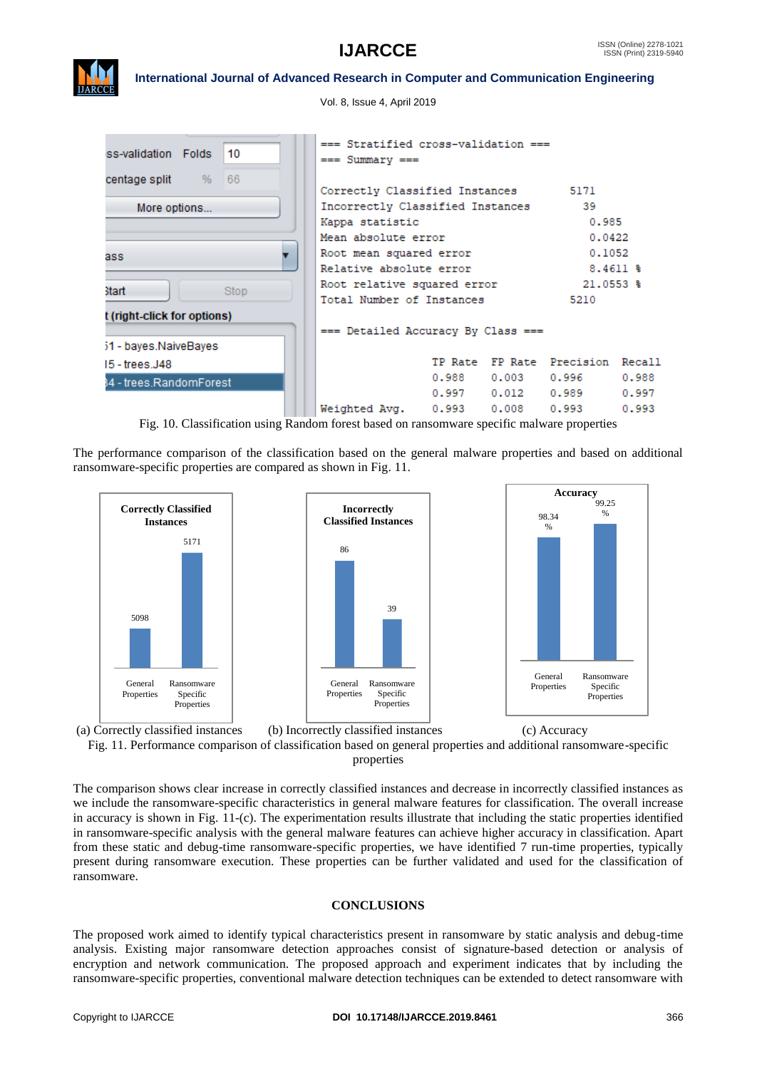```
=== Stratified cross-validation ===
=== Summary ===

Correctly Classified Instances        5171
Incorrectly Classified Instances        39
Kappa statistic                          0.985
Mean absolute error                      0.0422
Root mean squared error                  0.1052
Relative absolute error                  8.4611 %
Root relative squared error             21.0553 %
Total Number of Instances             5210

=== Detailed Accuracy By Class ===

                 TP Rate  FP Rate  Precision  Recall
                 0.988    0.003    0.996      0.988
                 0.997    0.012    0.989      0.997
Weighted Avg.    0.993    0.008    0.993      0.993
```

Fig. 10. Classification using Random forest based on ransomware specific malware properties

The performance comparison of the classification based on the general malware properties and based on additional ransomware-specific properties are compared as shown in Fig. 11.

| | General Properties | Ransomware Specific Properties |
|---|---|---|
| (a) Correctly Classified Instances | 5098 | 5171 |
| (b) Incorrectly Classified Instances | 86 | 39 |
| (c) Accuracy | 98.34 % | 99.25 % |

(a) Correctly classified instances (b) Incorrectly classified instances (c) Accuracy

Fig. 11. Performance comparison of classification based on general properties and additional ransomware-specific properties

The comparison shows clear increase in correctly classified instances and decrease in incorrectly classified instances as we include the ransomware-specific characteristics in general malware features for classification. The overall increase in accuracy is shown in Fig. 11-(c). The experimentation results illustrate that including the static properties identified in ransomware-specific analysis with the general malware features can achieve higher accuracy in classification. Apart from these static and debug-time ransomware-specific properties, we have identified 7 run-time properties, typically present during ransomware execution. These properties can be further validated and used for the classification of ransomware.

## CONCLUSIONS

The proposed work aimed to identify typical characteristics present in ransomware by static analysis and debug-time analysis. Existing major ransomware detection approaches consist of signature-based detection or analysis of encryption and network communication. The proposed approach and experiment indicates that by including the ransomware-specific properties, conventional malware detection techniques can be extended to detect ransomware with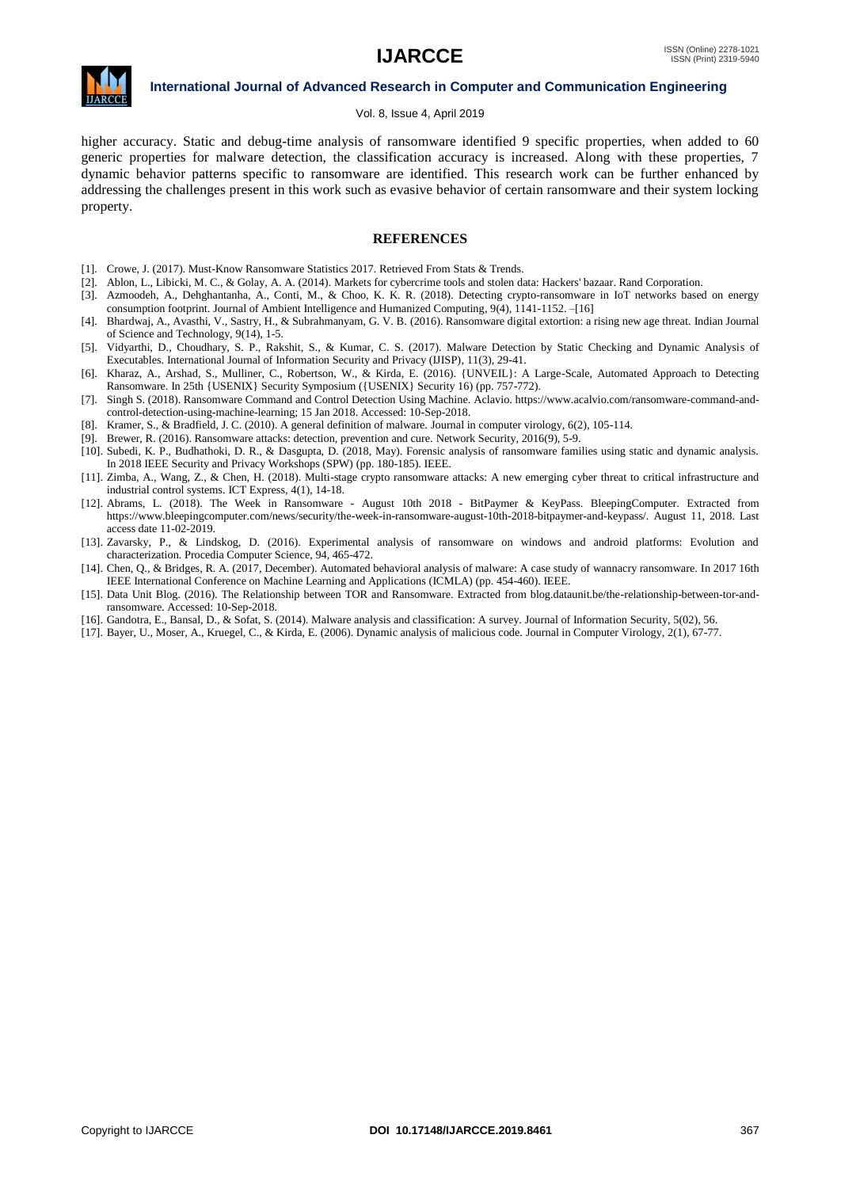higher accuracy. Static and debug-time analysis of ransomware identified 9 specific properties, when added to 60 generic properties for malware detection, the classification accuracy is increased. Along with these properties, 7 dynamic behavior patterns specific to ransomware are identified. This research work can be further enhanced by addressing the challenges present in this work such as evasive behavior of certain ransomware and their system locking property.

## REFERENCES

[1]. Crowe, J. (2017). Must-Know Ransomware Statistics 2017. Retrieved From Stats & Trends.

[2]. Ablon, L., Libicki, M. C., & Golay, A. A. (2014). Markets for cybercrime tools and stolen data: Hackers' bazaar. Rand Corporation.

[3]. Azmoodeh, A., Dehghantanha, A., Conti, M., & Choo, K. K. R. (2018). Detecting crypto-ransomware in IoT networks based on energy consumption footprint. Journal of Ambient Intelligence and Humanized Computing, 9(4), 1141-1152. –[16]

[4]. Bhardwaj, A., Avasthi, V., Sastry, H., & Subrahmanyam, G. V. B. (2016). Ransomware digital extortion: a rising new age threat. Indian Journal of Science and Technology, 9(14), 1-5.

[5]. Vidyarthi, D., Choudhary, S. P., Rakshit, S., & Kumar, C. S. (2017). Malware Detection by Static Checking and Dynamic Analysis of Executables. International Journal of Information Security and Privacy (IJISP), 11(3), 29-41.

[6]. Kharaz, A., Arshad, S., Mulliner, C., Robertson, W., & Kirda, E. (2016). {UNVEIL}: A Large-Scale, Automated Approach to Detecting Ransomware. In 25th {USENIX} Security Symposium ({USENIX} Security 16) (pp. 757-772).

[7]. Singh S. (2018). Ransomware Command and Control Detection Using Machine. Aclavio. https://www.acalvio.com/ransomware-command-and-control-detection-using-machine-learning; 15 Jan 2018. Accessed: 10-Sep-2018.

[8]. Kramer, S., & Bradfield, J. C. (2010). A general definition of malware. Journal in computer virology, 6(2), 105-114.

[9]. Brewer, R. (2016). Ransomware attacks: detection, prevention and cure. Network Security, 2016(9), 5-9.

[10]. Subedi, K. P., Budhathoki, D. R., & Dasgupta, D. (2018, May). Forensic analysis of ransomware families using static and dynamic analysis. In 2018 IEEE Security and Privacy Workshops (SPW) (pp. 180-185). IEEE.

[11]. Zimba, A., Wang, Z., & Chen, H. (2018). Multi-stage crypto ransomware attacks: A new emerging cyber threat to critical infrastructure and industrial control systems. ICT Express, 4(1), 14-18.

[12]. Abrams, L. (2018). The Week in Ransomware - August 10th 2018 - BitPaymer & KeyPass. BleepingComputer. Extracted from https://www.bleepingcomputer.com/news/security/the-week-in-ransomware-august-10th-2018-bitpaymer-and-keypass/. August 11, 2018. Last access date 11-02-2019.

[13]. Zavarsky, P., & Lindskog, D. (2016). Experimental analysis of ransomware on windows and android platforms: Evolution and characterization. Procedia Computer Science, 94, 465-472.

[14]. Chen, Q., & Bridges, R. A. (2017, December). Automated behavioral analysis of malware: A case study of wannacry ransomware. In 2017 16th IEEE International Conference on Machine Learning and Applications (ICMLA) (pp. 454-460). IEEE.

[15]. Data Unit Blog. (2016). The Relationship between TOR and Ransomware. Extracted from blog.dataunit.be/the-relationship-between-tor-and-ransomware. Accessed: 10-Sep-2018.

[16]. Gandotra, E., Bansal, D., & Sofat, S. (2014). Malware analysis and classification: A survey. Journal of Information Security, 5(02), 56.

[17]. Bayer, U., Moser, A., Kruegel, C., & Kirda, E. (2006). Dynamic analysis of malicious code. Journal in Computer Virology, 2(1), 67-77.